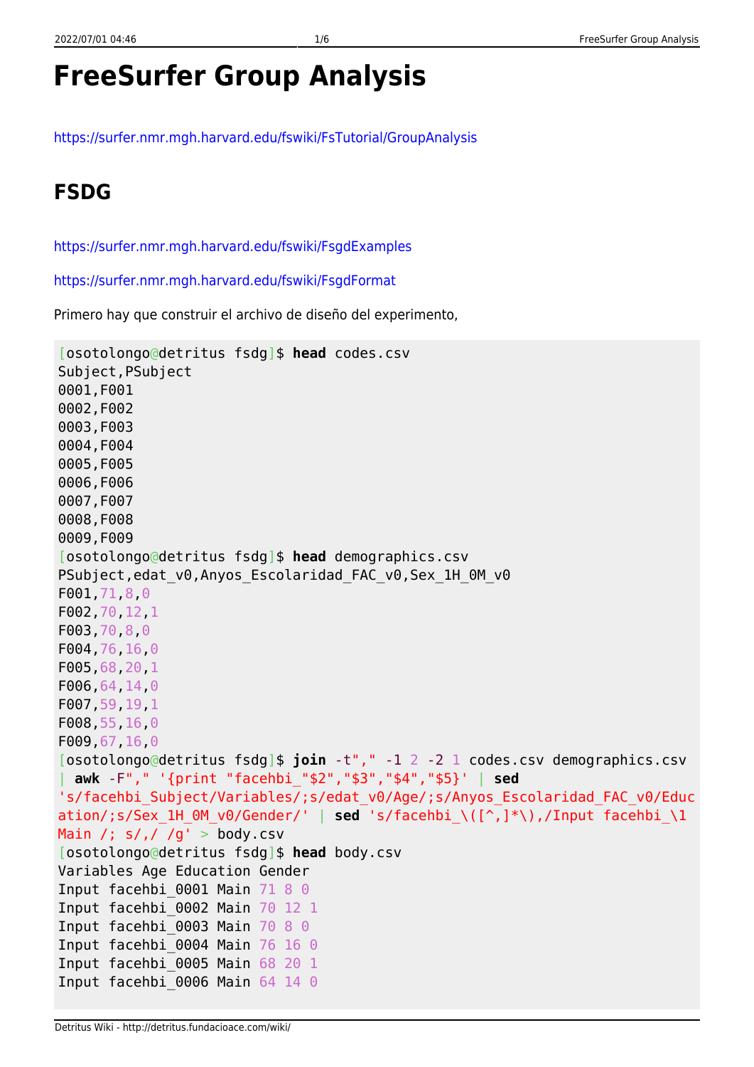# FreeSurfer Group Analysis

https://surfer.nmr.mgh.harvard.edu/fswiki/FsTutorial/GroupAnalysis

## FSDG

https://surfer.nmr.mgh.harvard.edu/fswiki/FsgdExamples

https://surfer.nmr.mgh.harvard.edu/fswiki/FsgdFormat

Primero hay que construir el archivo de diseño del experimento,

```
[osotolongo@detritus fsdg]$ head codes.csv
Subject,PSubject
0001,F001
0002,F002
0003,F003
0004,F004
0005,F005
0006,F006
0007,F007
0008,F008
0009,F009
[osotolongo@detritus fsdg]$ head demographics.csv
PSubject,edat_v0,Anyos_Escolaridad_FAC_v0,Sex_1H_0M_v0
F001,71,8,0
F002,70,12,1
F003,70,8,0
F004,76,16,0
F005,68,20,1
F006,64,14,0
F007,59,19,1
F008,55,16,0
F009,67,16,0
[osotolongo@detritus fsdg]$ join -t"," -1 2 -2 1 codes.csv demographics.csv
| awk -F"," '{print "facehbi_"$2","$3","$4","$5}' | sed
's/facehbi_Subject/Variables/;s/edat_v0/Age/;s/Anyos_Escolaridad_FAC_v0/Educ
ation/;s/Sex_1H_0M_v0/Gender/' | sed 's/facehbi_\([^,]*\),/Input facehbi_\1
Main /; s/,/ /g' > body.csv
[osotolongo@detritus fsdg]$ head body.csv
Variables Age Education Gender
Input facehbi_0001 Main 71 8 0
Input facehbi_0002 Main 70 12 1
Input facehbi_0003 Main 70 8 0
Input facehbi_0004 Main 76 16 0
Input facehbi_0005 Main 68 20 1
Input facehbi_0006 Main 64 14 0
```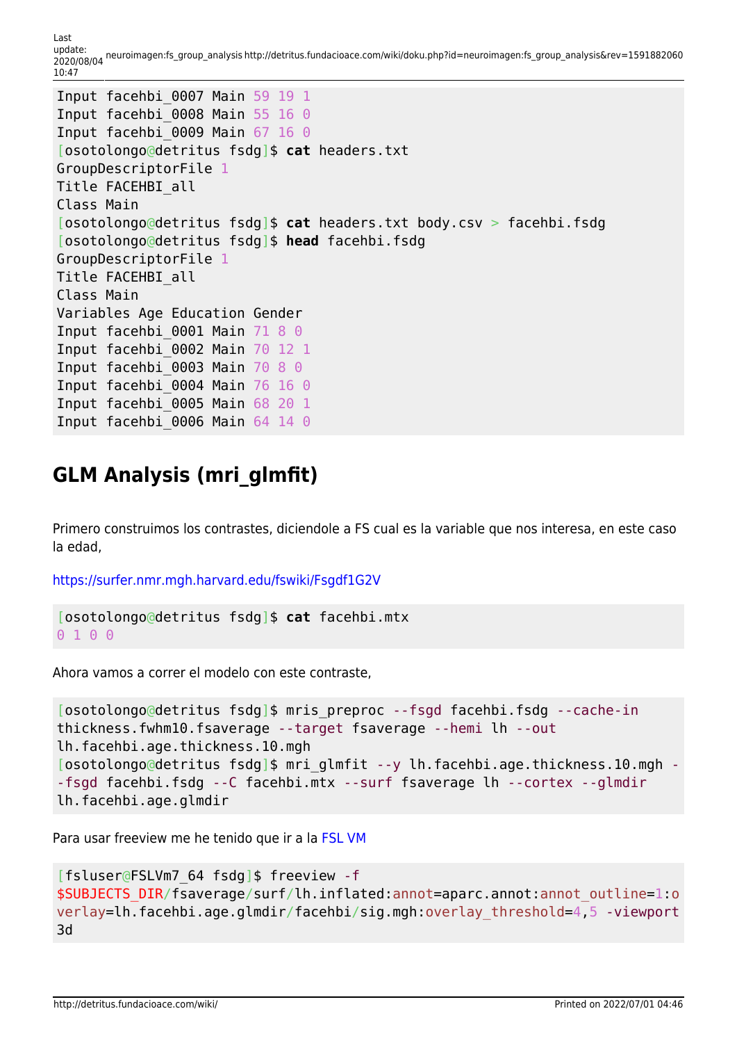```
Input facehbi_0007 Main 59 19 1
Input facehbi_0008 Main 55 16 0
Input facehbi_0009 Main 67 16 0
[osotolongo@detritus fsdg]$ cat headers.txt
GroupDescriptorFile 1
Title FACEHBI_all
Class Main
[osotolongo@detritus fsdg]$ cat headers.txt body.csv > facehbi.fsdg
[osotolongo@detritus fsdg]$ head facehbi.fsdg
GroupDescriptorFile 1
Title FACEHBI_all
Class Main
Variables Age Education Gender
Input facehbi_0001 Main 71 8 0
Input facehbi_0002 Main 70 12 1
Input facehbi_0003 Main 70 8 0
Input facehbi_0004 Main 76 16 0
Input facehbi_0005 Main 68 20 1
Input facehbi_0006 Main 64 14 0
```

## GLM Analysis (mri_glmfit)

Primero construimos los contrastes, diciendole a FS cual es la variable que nos interesa, en este caso la edad,

https://surfer.nmr.mgh.harvard.edu/fswiki/Fsgdf1G2V

```
[osotolongo@detritus fsdg]$ cat facehbi.mtx
0 1 0 0
```

Ahora vamos a correr el modelo con este contraste,

```
[osotolongo@detritus fsdg]$ mris_preproc --fsgd facehbi.fsdg --cache-in
thickness.fwhm10.fsaverage --target fsaverage --hemi lh --out
lh.facehbi.age.thickness.10.mgh
[osotolongo@detritus fsdg]$ mri_glmfit --y lh.facehbi.age.thickness.10.mgh -
-fsgd facehbi.fsdg --C facehbi.mtx --surf fsaverage lh --cortex --glmdir
lh.facehbi.age.glmdir
```

Para usar freeview me he tenido que ir a la FSL VM

```
[fsluser@FSLVm7_64 fsdg]$ freeview -f
$SUBJECTS_DIR/fsaverage/surf/lh.inflated:annot=aparc.annot:annot_outline=1:o
verlay=lh.facehbi.age.glmdir/facehbi/sig.mgh:overlay_threshold=4,5 -viewport
3d
```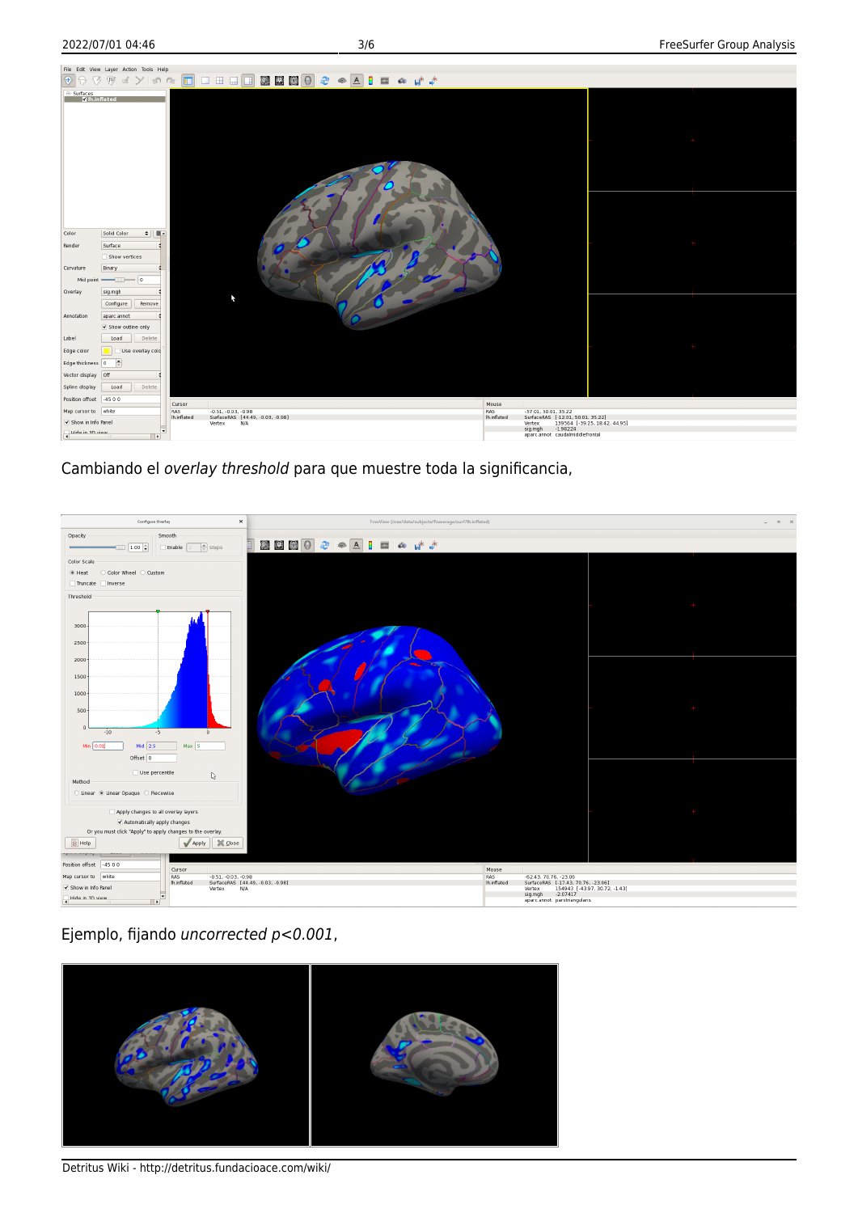Cambiando el *overlay threshold* para que muestre toda la significancia,

Ejemplo, fijando *uncorrected p<0.001*,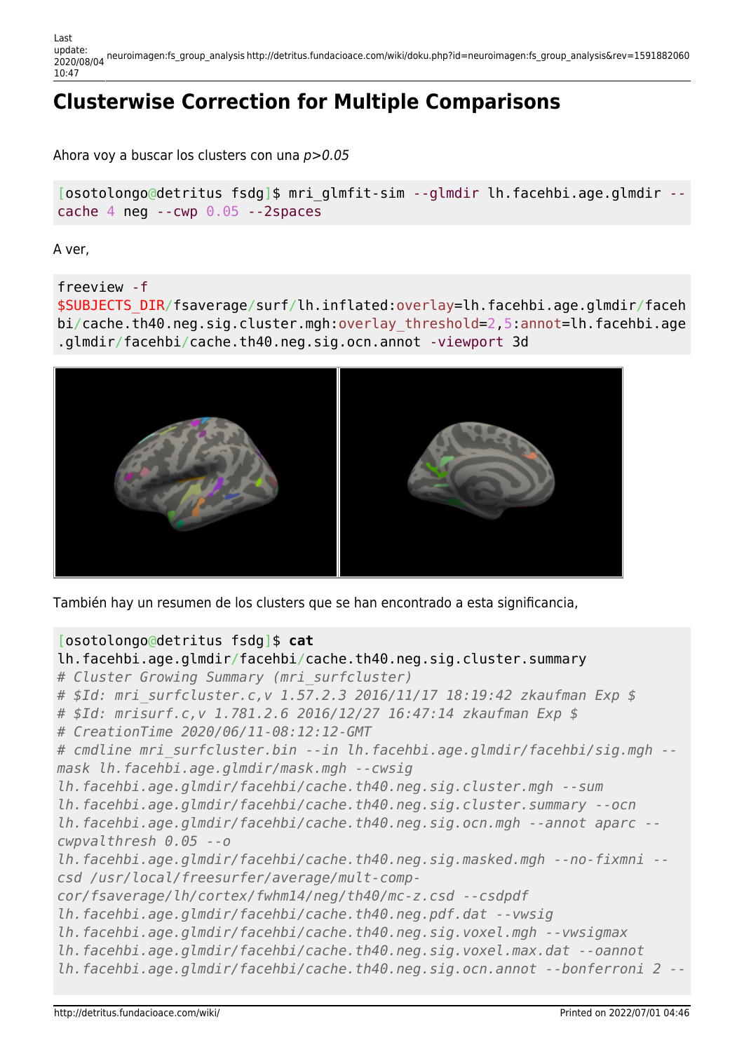# Clusterwise Correction for Multiple Comparisons

Ahora voy a buscar los clusters con una *p>0.05*

```
[osotolongo@detritus fsdg]$ mri_glmfit-sim --glmdir lh.facehbi.age.glmdir --cache 4 neg --cwp 0.05 --2spaces
```

A ver,

```
freeview -f $SUBJECTS_DIR/fsaverage/surf/lh.inflated:overlay=lh.facehbi.age.glmdir/facehbi/cache.th40.neg.sig.cluster.mgh:overlay_threshold=2,5:annot=lh.facehbi.age.glmdir/facehbi/cache.th40.neg.sig.ocn.annot -viewport 3d
```

También hay un resumen de los clusters que se han encontrado a esta significancia,

```
[osotolongo@detritus fsdg]$ cat lh.facehbi.age.glmdir/facehbi/cache.th40.neg.sig.cluster.summary
# Cluster Growing Summary (mri_surfcluster)
# $Id: mri_surfcluster.c,v 1.57.2.3 2016/11/17 18:19:42 zkaufman Exp $
# $Id: mrisurf.c,v 1.781.2.6 2016/12/27 16:47:14 zkaufman Exp $
# CreationTime 2020/06/11-08:12:12-GMT
# cmdline mri_surfcluster.bin --in lh.facehbi.age.glmdir/facehbi/sig.mgh --mask lh.facehbi.age.glmdir/mask.mgh --cwsig lh.facehbi.age.glmdir/facehbi/cache.th40.neg.sig.cluster.mgh --sum lh.facehbi.age.glmdir/facehbi/cache.th40.neg.sig.cluster.summary --ocn lh.facehbi.age.glmdir/facehbi/cache.th40.neg.sig.ocn.mgh --annot aparc --cwpvalthresh 0.05 --o lh.facehbi.age.glmdir/facehbi/cache.th40.neg.sig.masked.mgh --no-fixmni --csd /usr/local/freesurfer/average/mult-comp-cor/fsaverage/lh/cortex/fwhm14/neg/th40/mc-z.csd --csdpdf lh.facehbi.age.glmdir/facehbi/cache.th40.neg.pdf.dat --vwsig lh.facehbi.age.glmdir/facehbi/cache.th40.neg.sig.voxel.mgh --vwsigmax lh.facehbi.age.glmdir/facehbi/cache.th40.neg.sig.voxel.max.dat --oannot lh.facehbi.age.glmdir/facehbi/cache.th40.neg.sig.ocn.annot --bonferroni 2 --
```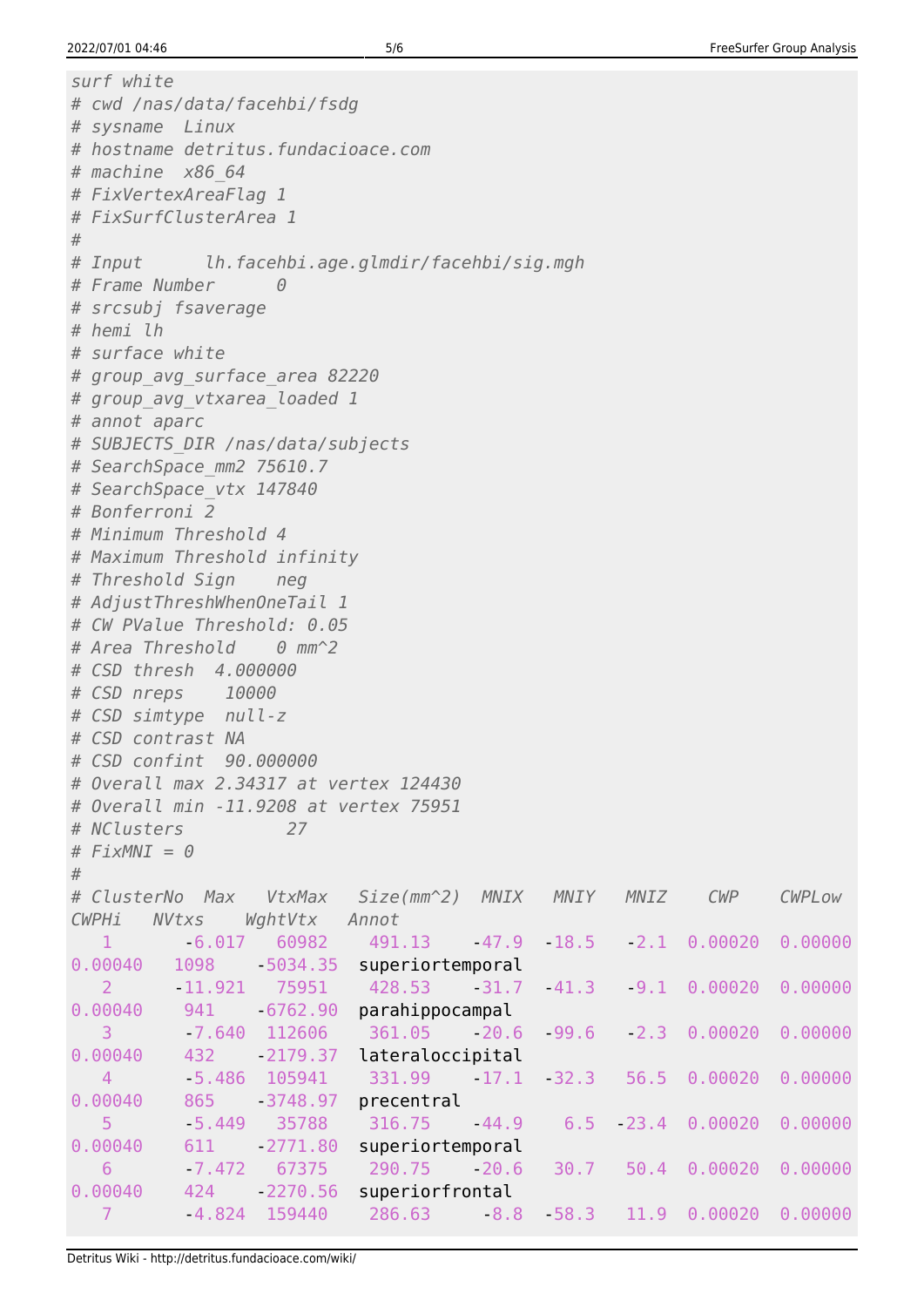```
surf white
# cwd /nas/data/facehbi/fsdg
# sysname  Linux
# hostname detritus.fundacioace.com
# machine  x86_64
# FixVertexAreaFlag 1
# FixSurfClusterArea 1
#
# Input      lh.facehbi.age.glmdir/facehbi/sig.mgh
# Frame Number      0
# srcsubj fsaverage
# hemi lh
# surface white
# group_avg_surface_area 82220
# group_avg_vtxarea_loaded 1
# annot aparc
# SUBJECTS_DIR /nas/data/subjects
# SearchSpace_mm2 75610.7
# SearchSpace_vtx 147840
# Bonferroni 2
# Minimum Threshold 4
# Maximum Threshold infinity
# Threshold Sign    neg
# AdjustThreshWhenOneTail 1
# CW PValue Threshold: 0.05
# Area Threshold    0 mm^2
# CSD thresh  4.000000
# CSD nreps    10000
# CSD simtype  null-z
# CSD contrast NA
# CSD confint  90.000000
# Overall max 2.34317 at vertex 124430
# Overall min -11.9208 at vertex 75951
# NClusters          27
# FixMNI = 0
#
# ClusterNo  Max   VtxMax   Size(mm^2)  MNIX   MNIY   MNIZ    CWP    CWPLow
CWPHi   NVtxs    WghtVtx   Annot
   1      -6.017   60982    491.13    -47.9  -18.5   -2.1  0.00020  0.00000
0.00040   1098    -5034.35  superiortemporal
   2     -11.921   75951    428.53    -31.7  -41.3   -9.1  0.00020  0.00000
0.00040   941     -6762.90  parahippocampal
   3      -7.640  112606    361.05    -20.6  -99.6   -2.3  0.00020  0.00000
0.00040   432     -2179.37  lateraloccipital
   4      -5.486  105941    331.99    -17.1  -32.3   56.5  0.00020  0.00000
0.00040   865     -3748.97  precentral
   5      -5.449   35788    316.75    -44.9    6.5  -23.4  0.00020  0.00000
0.00040   611     -2771.80  superiortemporal
   6      -7.472   67375    290.75    -20.6   30.7   50.4  0.00020  0.00000
0.00040   424     -2270.56  superiorfrontal
   7      -4.824  159440    286.63     -8.8  -58.3   11.9  0.00020  0.00000
```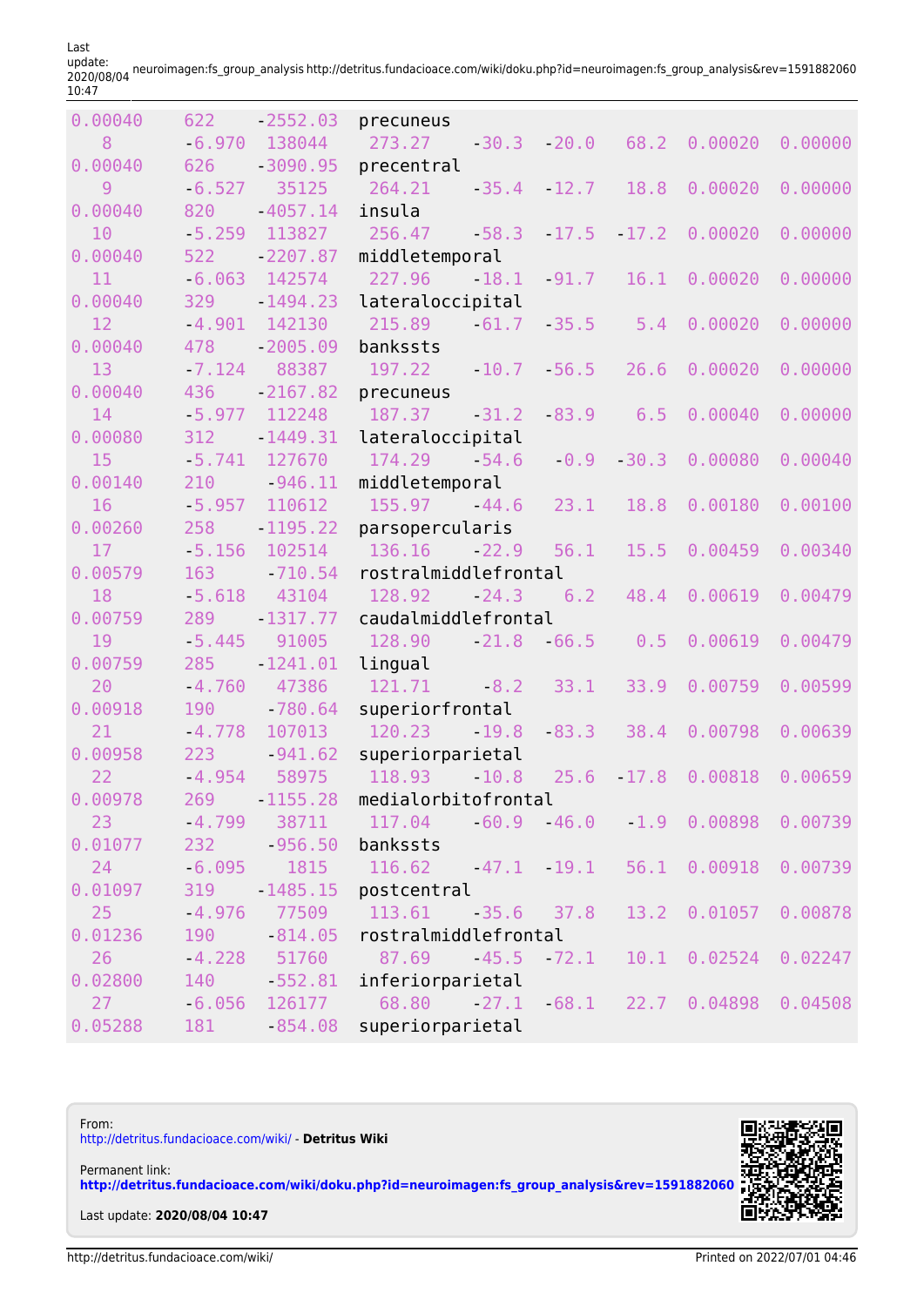```
0.00040    622    -2552.03  precuneus
  8     -6.970  138044    273.27    -30.3  -20.0   68.2  0.00020  0.00000
0.00040    626    -3090.95  precentral
  9     -6.527   35125    264.21    -35.4  -12.7   18.8  0.00020  0.00000
0.00040    820    -4057.14  insula
 10     -5.259  113827    256.47    -58.3  -17.5  -17.2  0.00020  0.00000
0.00040    522    -2207.87  middletemporal
 11     -6.063  142574    227.96    -18.1  -91.7   16.1  0.00020  0.00000
0.00040    329    -1494.23  lateraloccipital
 12     -4.901  142130    215.89    -61.7  -35.5    5.4  0.00020  0.00000
0.00040    478    -2005.09  bankssts
 13     -7.124   88387    197.22    -10.7  -56.5   26.6  0.00020  0.00000
0.00040    436    -2167.82  precuneus
 14     -5.977  112248    187.37    -31.2  -83.9    6.5  0.00040  0.00000
0.00080    312    -1449.31  lateraloccipital
 15     -5.741  127670    174.29    -54.6   -0.9  -30.3  0.00080  0.00040
0.00140    210     -946.11  middletemporal
 16     -5.957  110612    155.97    -44.6   23.1   18.8  0.00180  0.00100
0.00260    258    -1195.22  parsopercularis
 17     -5.156  102514    136.16    -22.9   56.1   15.5  0.00459  0.00340
0.00579    163     -710.54  rostralmiddlefrontal
 18     -5.618   43104    128.92    -24.3    6.2   48.4  0.00619  0.00479
0.00759    289    -1317.77  caudalmiddlefrontal
 19     -5.445   91005    128.90    -21.8  -66.5    0.5  0.00619  0.00479
0.00759    285    -1241.01  lingual
 20     -4.760   47386    121.71     -8.2   33.1   33.9  0.00759  0.00599
0.00918    190     -780.64  superiorfrontal
 21     -4.778  107013    120.23    -19.8  -83.3   38.4  0.00798  0.00639
0.00958    223     -941.62  superiorparietal
 22     -4.954   58975    118.93    -10.8   25.6  -17.8  0.00818  0.00659
0.00978    269    -1155.28  medialorbitofrontal
 23     -4.799   38711    117.04    -60.9  -46.0   -1.9  0.00898  0.00739
0.01077    232     -956.50  bankssts
 24     -6.095    1815    116.62    -47.1  -19.1   56.1  0.00918  0.00739
0.01097    319    -1485.15  postcentral
 25     -4.976   77509    113.61    -35.6   37.8   13.2  0.01057  0.00878
0.01236    190     -814.05  rostralmiddlefrontal
 26     -4.228   51760     87.69    -45.5  -72.1   10.1  0.02524  0.02247
0.02800    140     -552.81  inferiorparietal
 27     -6.056  126177     68.80    -27.1  -68.1   22.7  0.04898  0.04508
0.05288    181     -854.08  superiorparietal
```

From:
http://detritus.fundacioace.com/wiki/ - **Detritus Wiki**

Permanent link:
**http://detritus.fundacioace.com/wiki/doku.php?id=neuroimagen:fs_group_analysis&rev=1591882060**

Last update: **2020/08/04 10:47**